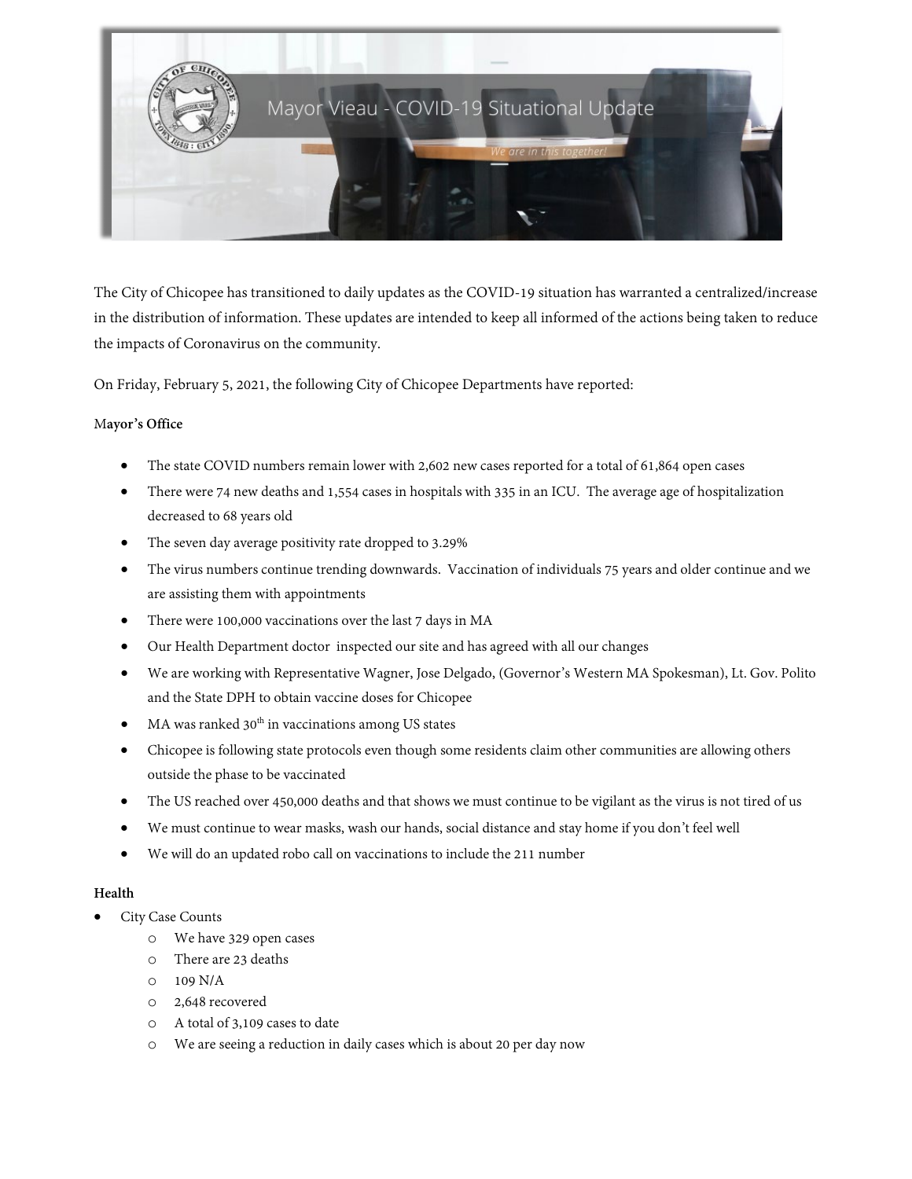# Mayor Vieau - COVID-19 Situational Update

*We are in this together!*

The City of Chicopee has transitioned to daily updates as the COVID-19 situation has warranted a centralized/increase in the distribution of information. These updates are intended to keep all informed of the actions being taken to reduce the impacts of Coronavirus on the community.

On Friday, February 5, 2021, the following City of Chicopee Departments have reported:

**Mayor's Office**

- The state COVID numbers remain lower with 2,602 new cases reported for a total of 61,864 open cases
- There were 74 new deaths and 1,554 cases in hospitals with 335 in an ICU. The average age of hospitalization decreased to 68 years old
- The seven day average positivity rate dropped to 3.29%
- The virus numbers continue trending downwards. Vaccination of individuals 75 years and older continue and we are assisting them with appointments
- There were 100,000 vaccinations over the last 7 days in MA
- Our Health Department doctor inspected our site and has agreed with all our changes
- We are working with Representative Wagner, Jose Delgado, (Governor's Western MA Spokesman), Lt. Gov. Polito and the State DPH to obtain vaccine doses for Chicopee
- MA was ranked 30th in vaccinations among US states
- Chicopee is following state protocols even though some residents claim other communities are allowing others outside the phase to be vaccinated
- The US reached over 450,000 deaths and that shows we must continue to be vigilant as the virus is not tired of us
- We must continue to wear masks, wash our hands, social distance and stay home if you don't feel well
- We will do an updated robo call on vaccinations to include the 211 number

**Health**

- City Case Counts
  - We have 329 open cases
  - There are 23 deaths
  - 109 N/A
  - 2,648 recovered
  - A total of 3,109 cases to date
  - We are seeing a reduction in daily cases which is about 20 per day now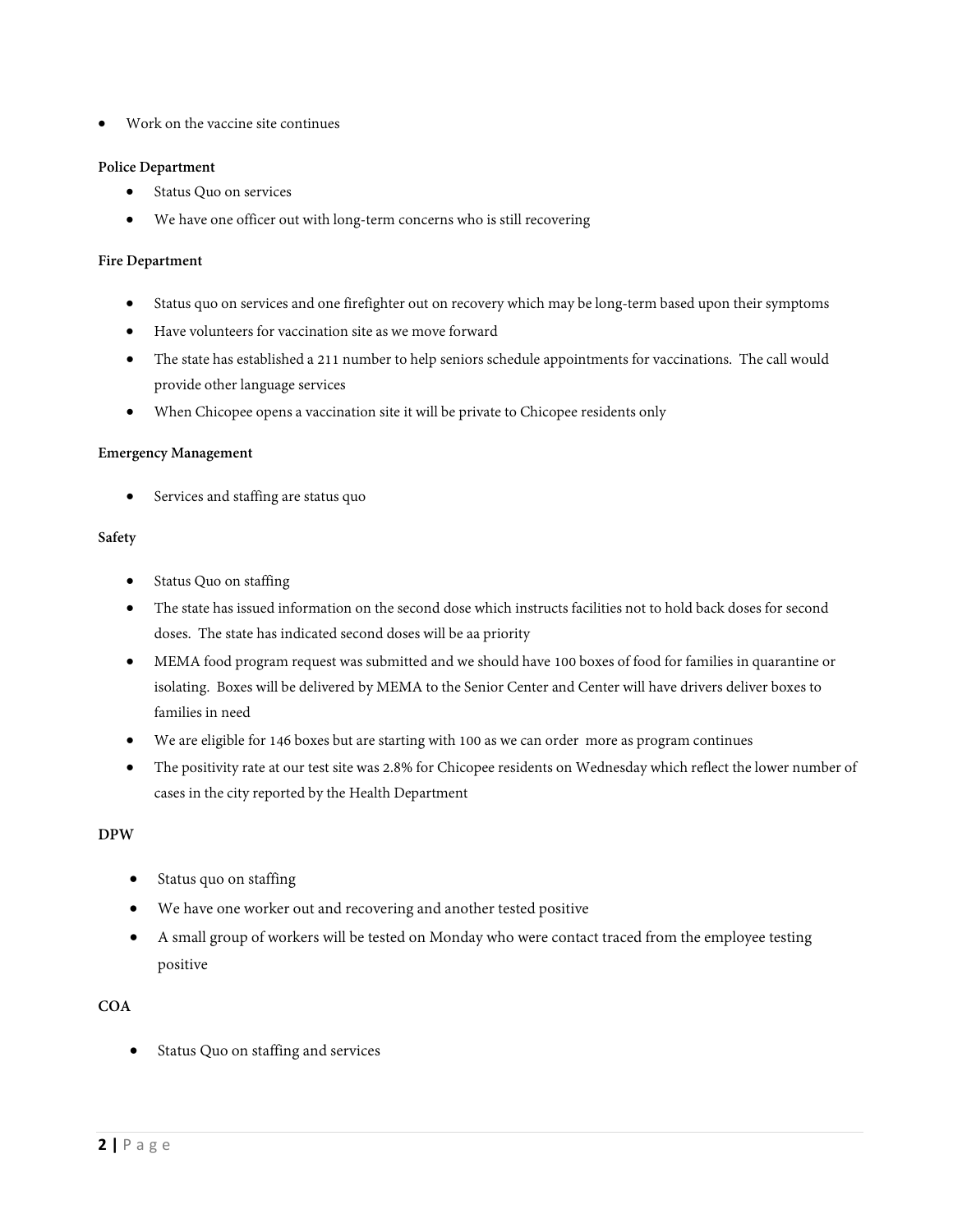- Work on the vaccine site continues

**Police Department**

- Status Quo on services
- We have one officer out with long-term concerns who is still recovering

**Fire Department**

- Status quo on services and one firefighter out on recovery which may be long-term based upon their symptoms
- Have volunteers for vaccination site as we move forward
- The state has established a 211 number to help seniors schedule appointments for vaccinations. The call would provide other language services
- When Chicopee opens a vaccination site it will be private to Chicopee residents only

**Emergency Management**

- Services and staffing are status quo

**Safety**

- Status Quo on staffing
- The state has issued information on the second dose which instructs facilities not to hold back doses for second doses. The state has indicated second doses will be aa priority
- MEMA food program request was submitted and we should have 100 boxes of food for families in quarantine or isolating. Boxes will be delivered by MEMA to the Senior Center and Center will have drivers deliver boxes to families in need
- We are eligible for 146 boxes but are starting with 100 as we can order more as program continues
- The positivity rate at our test site was 2.8% for Chicopee residents on Wednesday which reflect the lower number of cases in the city reported by the Health Department

**DPW**

- Status quo on staffing
- We have one worker out and recovering and another tested positive
- A small group of workers will be tested on Monday who were contact traced from the employee testing positive

**COA**

- Status Quo on staffing and services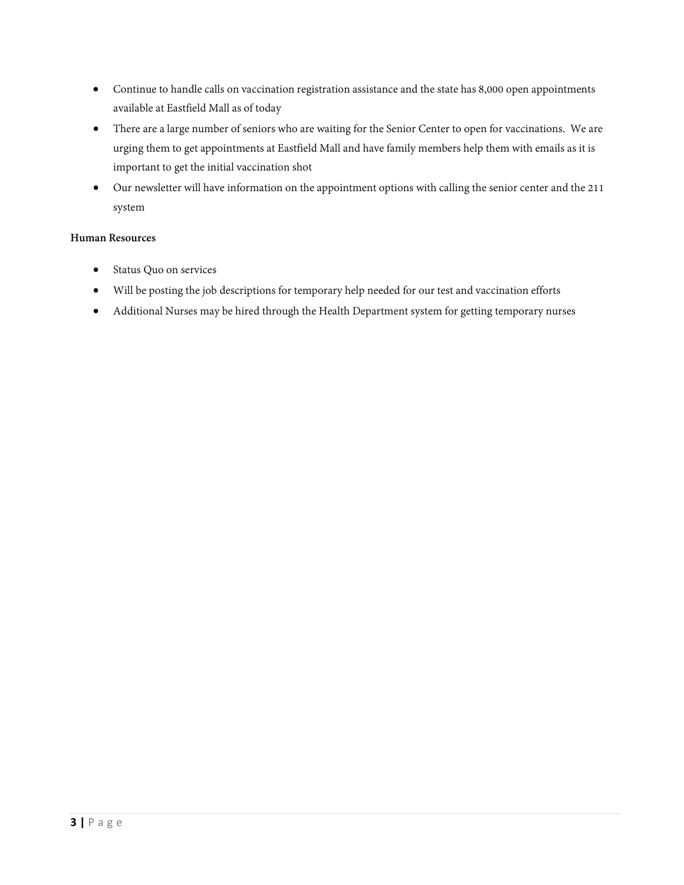- Continue to handle calls on vaccination registration assistance and the state has 8,000 open appointments available at Eastfield Mall as of today
- There are a large number of seniors who are waiting for the Senior Center to open for vaccinations. We are urging them to get appointments at Eastfield Mall and have family members help them with emails as it is important to get the initial vaccination shot
- Our newsletter will have information on the appointment options with calling the senior center and the 211 system

**Human Resources**

- Status Quo on services
- Will be posting the job descriptions for temporary help needed for our test and vaccination efforts
- Additional Nurses may be hired through the Health Department system for getting temporary nurses